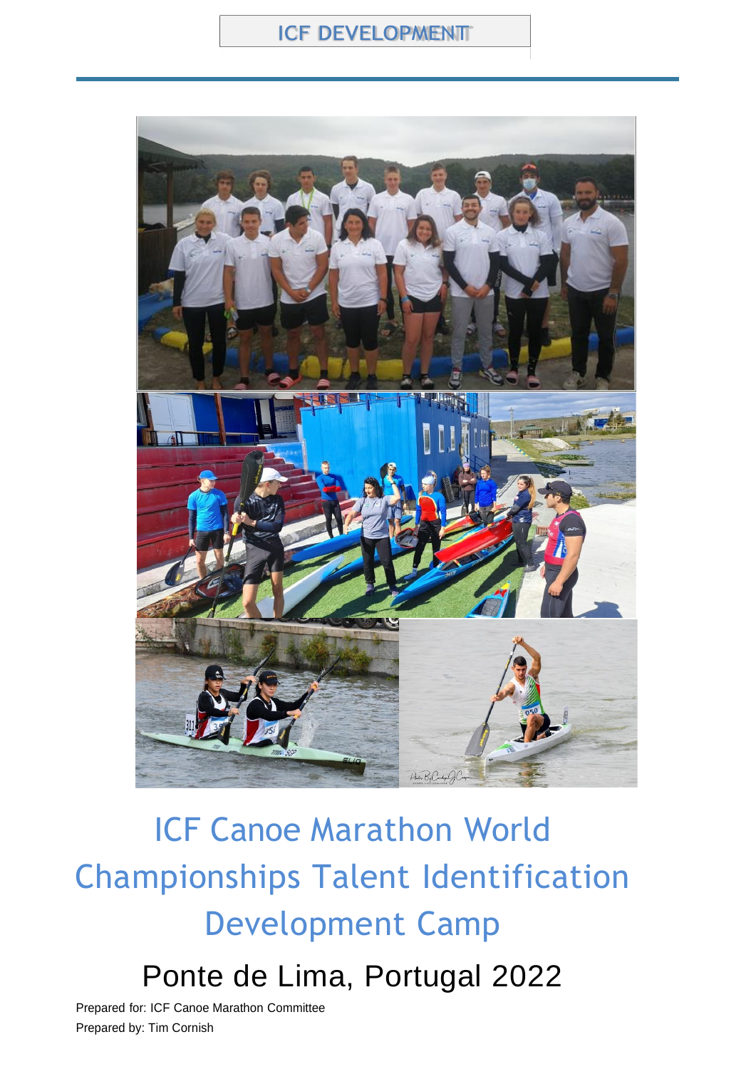ICF DEVELOPMENT

# ICF Canoe Marathon World Championships Talent Identification Development Camp

## Ponte de Lima, Portugal 2022

Prepared for: ICF Canoe Marathon Committee

Prepared by: Tim Cornish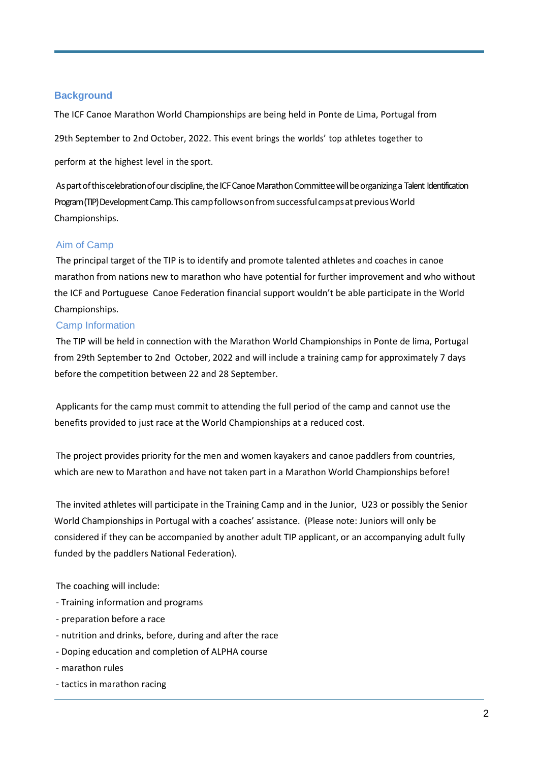## Background

The ICF Canoe Marathon World Championships are being held in Ponte de Lima, Portugal from 29th September to 2nd October, 2022. This event brings the worlds' top athletes together to perform at the highest level in the sport.

As part of this celebration of our discipline, the ICF Canoe Marathon Committee will be organizing a Talent Identification Program (TIP) Development Camp. This camp follows on from successful camps at previous World Championships.

## Aim of Camp

The principal target of the TIP is to identify and promote talented athletes and coaches in canoe marathon from nations new to marathon who have potential for further improvement and who without the ICF and Portuguese Canoe Federation financial support wouldn't be able participate in the World Championships.

## Camp Information

The TIP will be held in connection with the Marathon World Championships in Ponte de lima, Portugal from 29th September to 2nd October, 2022 and will include a training camp for approximately 7 days before the competition between 22 and 28 September.

Applicants for the camp must commit to attending the full period of the camp and cannot use the benefits provided to just race at the World Championships at a reduced cost.

The project provides priority for the men and women kayakers and canoe paddlers from countries, which are new to Marathon and have not taken part in a Marathon World Championships before!

The invited athletes will participate in the Training Camp and in the Junior, U23 or possibly the Senior World Championships in Portugal with a coaches' assistance. (Please note: Juniors will only be considered if they can be accompanied by another adult TIP applicant, or an accompanying adult fully funded by the paddlers National Federation).

The coaching will include:

- Training information and programs
- preparation before a race
- nutrition and drinks, before, during and after the race
- Doping education and completion of ALPHA course
- marathon rules
- tactics in marathon racing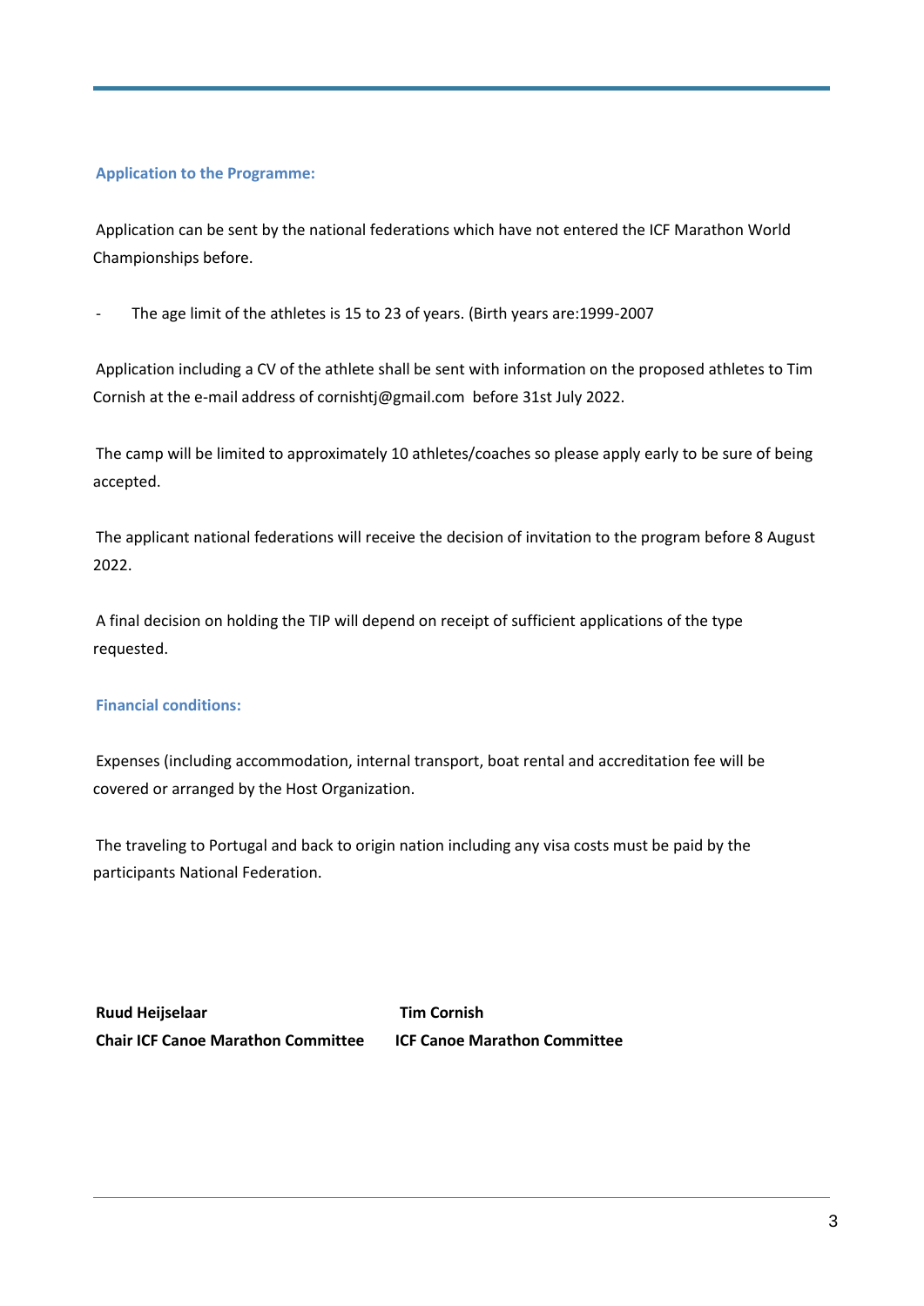### Application to the Programme:

Application can be sent by the national federations which have not entered the ICF Marathon World Championships before.

- The age limit of the athletes is 15 to 23 of years. (Birth years are:1999-2007

Application including a CV of the athlete shall be sent with information on the proposed athletes to Tim Cornish at the e-mail address of cornishtj@gmail.com before 31st July 2022.

The camp will be limited to approximately 10 athletes/coaches so please apply early to be sure of being accepted.

The applicant national federations will receive the decision of invitation to the program before 8 August 2022.

A final decision on holding the TIP will depend on receipt of sufficient applications of the type requested.

### Financial conditions:

Expenses (including accommodation, internal transport, boat rental and accreditation fee will be covered or arranged by the Host Organization.

The traveling to Portugal and back to origin nation including any visa costs must be paid by the participants National Federation.

**Ruud Heijselaar**
**Chair ICF Canoe Marathon Committee**

**Tim Cornish**
**ICF Canoe Marathon Committee**